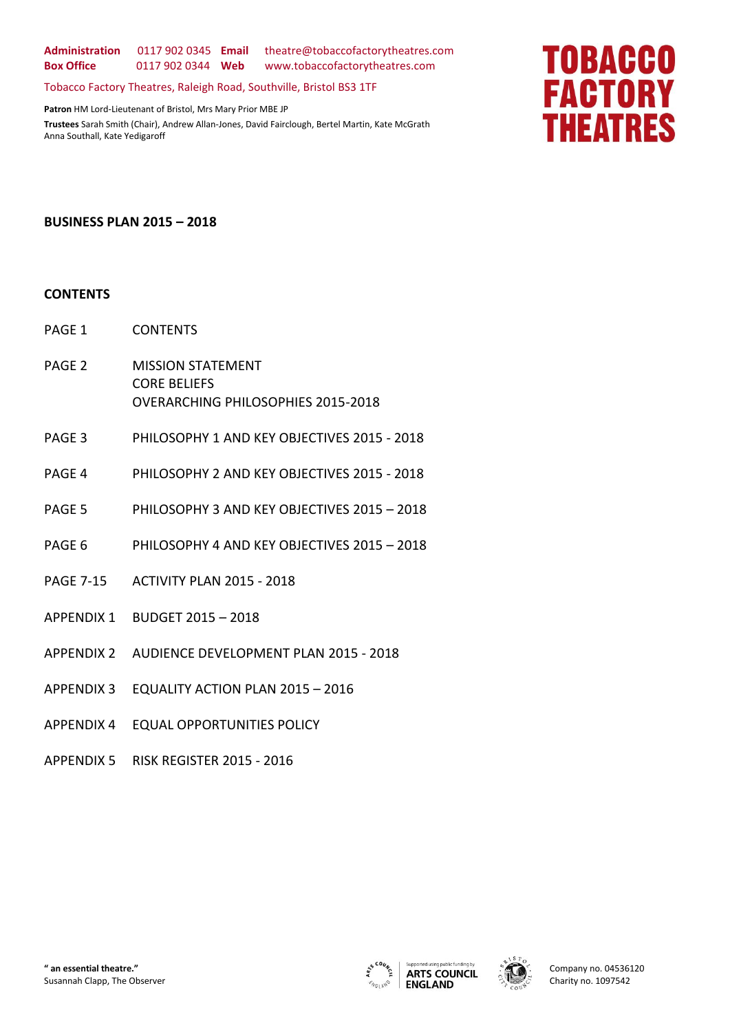**Administration** 0117 902 0345 **Email** theatre@tobaccofactorytheatres.com
**Box Office** 0117 902 0344 **Web** www.tobaccofactorytheatres.com

Tobacco Factory Theatres, Raleigh Road, Southville, Bristol BS3 1TF

**Patron** HM Lord-Lieutenant of Bristol, Mrs Mary Prior MBE JP
**Trustees** Sarah Smith (Chair), Andrew Allan-Jones, David Fairclough, Bertel Martin, Kate McGrath
Anna Southall, Kate Yedigaroff

**TOBACCO FACTORY THEATRES**

# BUSINESS PLAN 2015 – 2018

## CONTENTS

| | |
|---|---|
| PAGE 1 | CONTENTS |
| PAGE 2 | MISSION STATEMENT<br>CORE BELIEFS<br>OVERARCHING PHILOSOPHIES 2015-2018 |
| PAGE 3 | PHILOSOPHY 1 AND KEY OBJECTIVES 2015 - 2018 |
| PAGE 4 | PHILOSOPHY 2 AND KEY OBJECTIVES 2015 - 2018 |
| PAGE 5 | PHILOSOPHY 3 AND KEY OBJECTIVES 2015 – 2018 |
| PAGE 6 | PHILOSOPHY 4 AND KEY OBJECTIVES 2015 – 2018 |
| PAGE 7-15 | ACTIVITY PLAN 2015 - 2018 |
| APPENDIX 1 | BUDGET 2015 – 2018 |
| APPENDIX 2 | AUDIENCE DEVELOPMENT PLAN 2015 - 2018 |
| APPENDIX 3 | EQUALITY ACTION PLAN 2015 – 2016 |
| APPENDIX 4 | EQUAL OPPORTUNITIES POLICY |
| APPENDIX 5 | RISK REGISTER 2015 - 2016 |

**" an essential theatre."**
Susannah Clapp, The Observer

Supported using public funding by ARTS COUNCIL ENGLAND

Company no. 04536120
Charity no. 1097542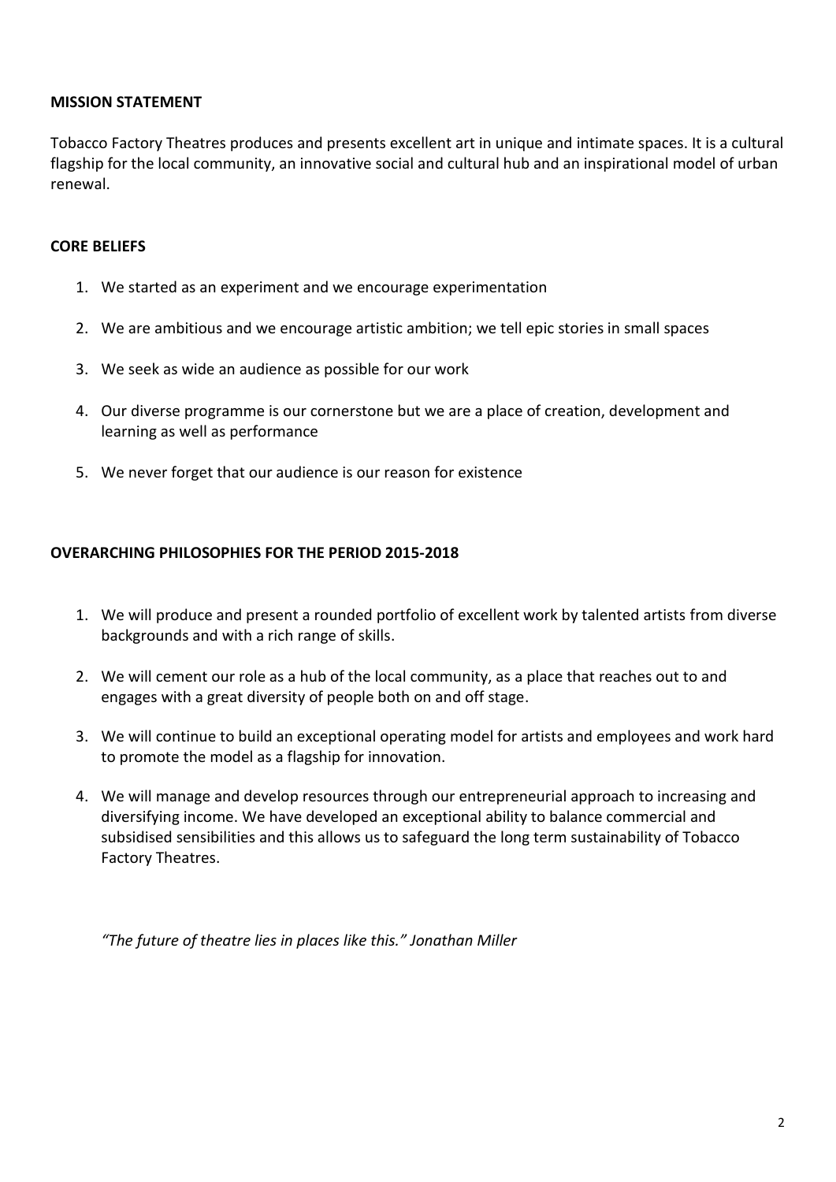**MISSION STATEMENT**

Tobacco Factory Theatres produces and presents excellent art in unique and intimate spaces. It is a cultural flagship for the local community, an innovative social and cultural hub and an inspirational model of urban renewal.

**CORE BELIEFS**

1. We started as an experiment and we encourage experimentation
2. We are ambitious and we encourage artistic ambition; we tell epic stories in small spaces
3. We seek as wide an audience as possible for our work
4. Our diverse programme is our cornerstone but we are a place of creation, development and learning as well as performance
5. We never forget that our audience is our reason for existence

**OVERARCHING PHILOSOPHIES FOR THE PERIOD 2015-2018**

1. We will produce and present a rounded portfolio of excellent work by talented artists from diverse backgrounds and with a rich range of skills.
2. We will cement our role as a hub of the local community, as a place that reaches out to and engages with a great diversity of people both on and off stage.
3. We will continue to build an exceptional operating model for artists and employees and work hard to promote the model as a flagship for innovation.
4. We will manage and develop resources through our entrepreneurial approach to increasing and diversifying income. We have developed an exceptional ability to balance commercial and subsidised sensibilities and this allows us to safeguard the long term sustainability of Tobacco Factory Theatres.

*"The future of theatre lies in places like this." Jonathan Miller*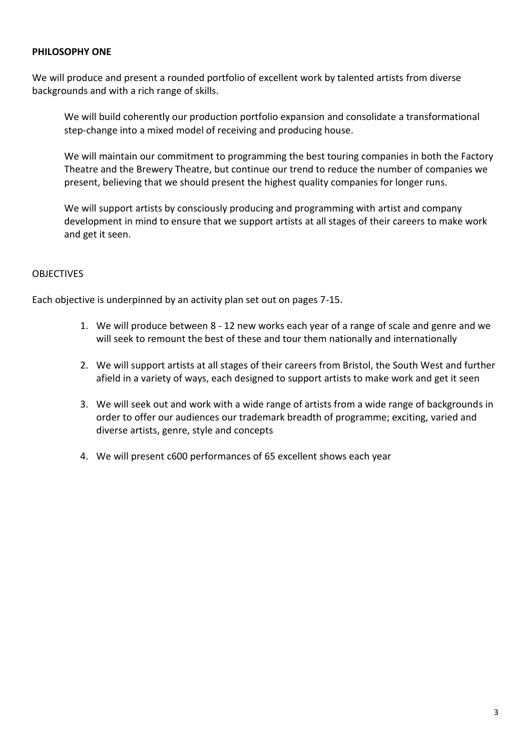**PHILOSOPHY ONE**

We will produce and present a rounded portfolio of excellent work by talented artists from diverse backgrounds and with a rich range of skills.

> We will build coherently our production portfolio expansion and consolidate a transformational step-change into a mixed model of receiving and producing house.
>
> We will maintain our commitment to programming the best touring companies in both the Factory Theatre and the Brewery Theatre, but continue our trend to reduce the number of companies we present, believing that we should present the highest quality companies for longer runs.
>
> We will support artists by consciously producing and programming with artist and company development in mind to ensure that we support artists at all stages of their careers to make work and get it seen.

OBJECTIVES

Each objective is underpinned by an activity plan set out on pages 7-15.

1. We will produce between 8 - 12 new works each year of a range of scale and genre and we will seek to remount the best of these and tour them nationally and internationally
2. We will support artists at all stages of their careers from Bristol, the South West and further afield in a variety of ways, each designed to support artists to make work and get it seen
3. We will seek out and work with a wide range of artists from a wide range of backgrounds in order to offer our audiences our trademark breadth of programme; exciting, varied and diverse artists, genre, style and concepts
4. We will present c600 performances of 65 excellent shows each year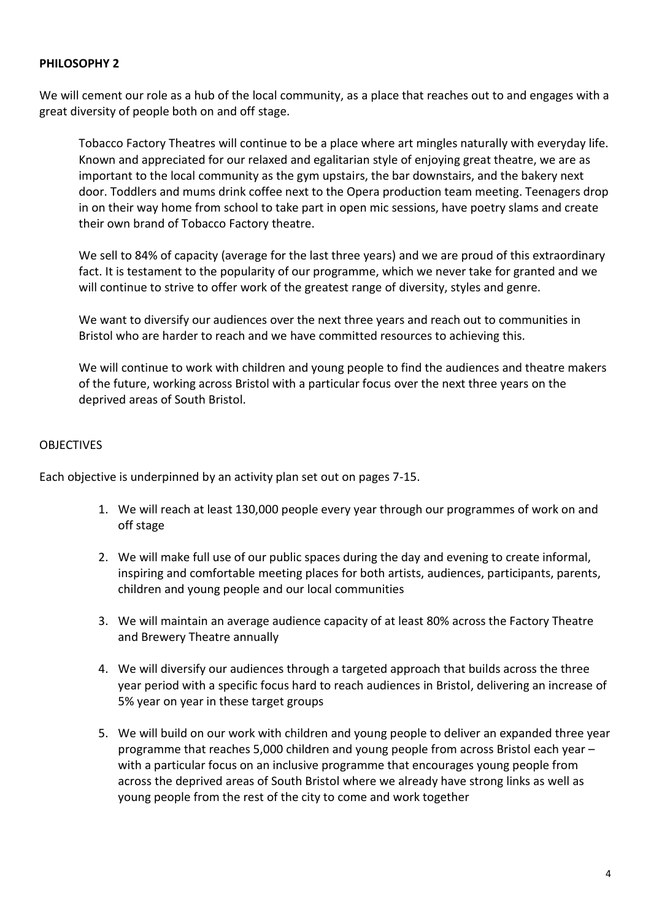**PHILOSOPHY 2**

We will cement our role as a hub of the local community, as a place that reaches out to and engages with a great diversity of people both on and off stage.

> Tobacco Factory Theatres will continue to be a place where art mingles naturally with everyday life. Known and appreciated for our relaxed and egalitarian style of enjoying great theatre, we are as important to the local community as the gym upstairs, the bar downstairs, and the bakery next door. Toddlers and mums drink coffee next to the Opera production team meeting. Teenagers drop in on their way home from school to take part in open mic sessions, have poetry slams and create their own brand of Tobacco Factory theatre.
>
> We sell to 84% of capacity (average for the last three years) and we are proud of this extraordinary fact. It is testament to the popularity of our programme, which we never take for granted and we will continue to strive to offer work of the greatest range of diversity, styles and genre.
>
> We want to diversify our audiences over the next three years and reach out to communities in Bristol who are harder to reach and we have committed resources to achieving this.
>
> We will continue to work with children and young people to find the audiences and theatre makers of the future, working across Bristol with a particular focus over the next three years on the deprived areas of South Bristol.

OBJECTIVES

Each objective is underpinned by an activity plan set out on pages 7-15.

1. We will reach at least 130,000 people every year through our programmes of work on and off stage
2. We will make full use of our public spaces during the day and evening to create informal, inspiring and comfortable meeting places for both artists, audiences, participants, parents, children and young people and our local communities
3. We will maintain an average audience capacity of at least 80% across the Factory Theatre and Brewery Theatre annually
4. We will diversify our audiences through a targeted approach that builds across the three year period with a specific focus hard to reach audiences in Bristol, delivering an increase of 5% year on year in these target groups
5. We will build on our work with children and young people to deliver an expanded three year programme that reaches 5,000 children and young people from across Bristol each year – with a particular focus on an inclusive programme that encourages young people from across the deprived areas of South Bristol where we already have strong links as well as young people from the rest of the city to come and work together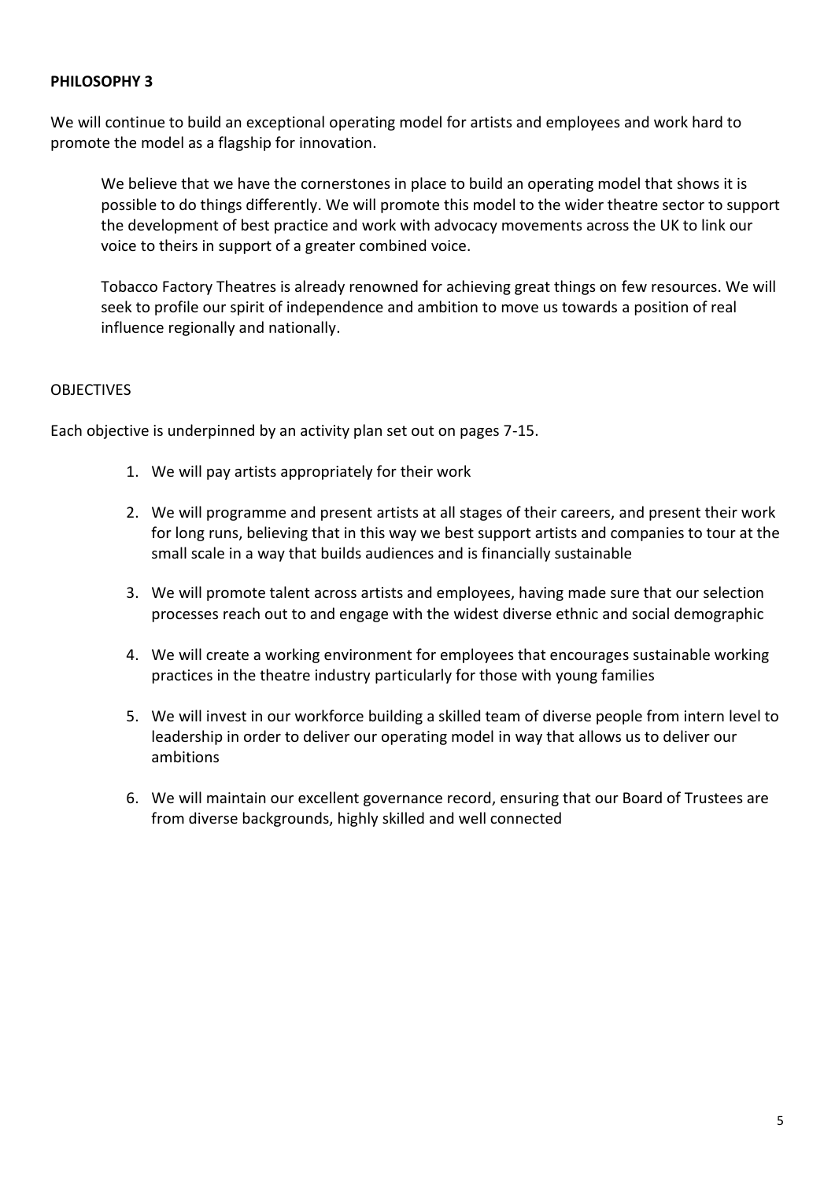**PHILOSOPHY 3**

We will continue to build an exceptional operating model for artists and employees and work hard to promote the model as a flagship for innovation.

> We believe that we have the cornerstones in place to build an operating model that shows it is possible to do things differently. We will promote this model to the wider theatre sector to support the development of best practice and work with advocacy movements across the UK to link our voice to theirs in support of a greater combined voice.
>
> Tobacco Factory Theatres is already renowned for achieving great things on few resources. We will seek to profile our spirit of independence and ambition to move us towards a position of real influence regionally and nationally.

OBJECTIVES

Each objective is underpinned by an activity plan set out on pages 7-15.

1. We will pay artists appropriately for their work
2. We will programme and present artists at all stages of their careers, and present their work for long runs, believing that in this way we best support artists and companies to tour at the small scale in a way that builds audiences and is financially sustainable
3. We will promote talent across artists and employees, having made sure that our selection processes reach out to and engage with the widest diverse ethnic and social demographic
4. We will create a working environment for employees that encourages sustainable working practices in the theatre industry particularly for those with young families
5. We will invest in our workforce building a skilled team of diverse people from intern level to leadership in order to deliver our operating model in way that allows us to deliver our ambitions
6. We will maintain our excellent governance record, ensuring that our Board of Trustees are from diverse backgrounds, highly skilled and well connected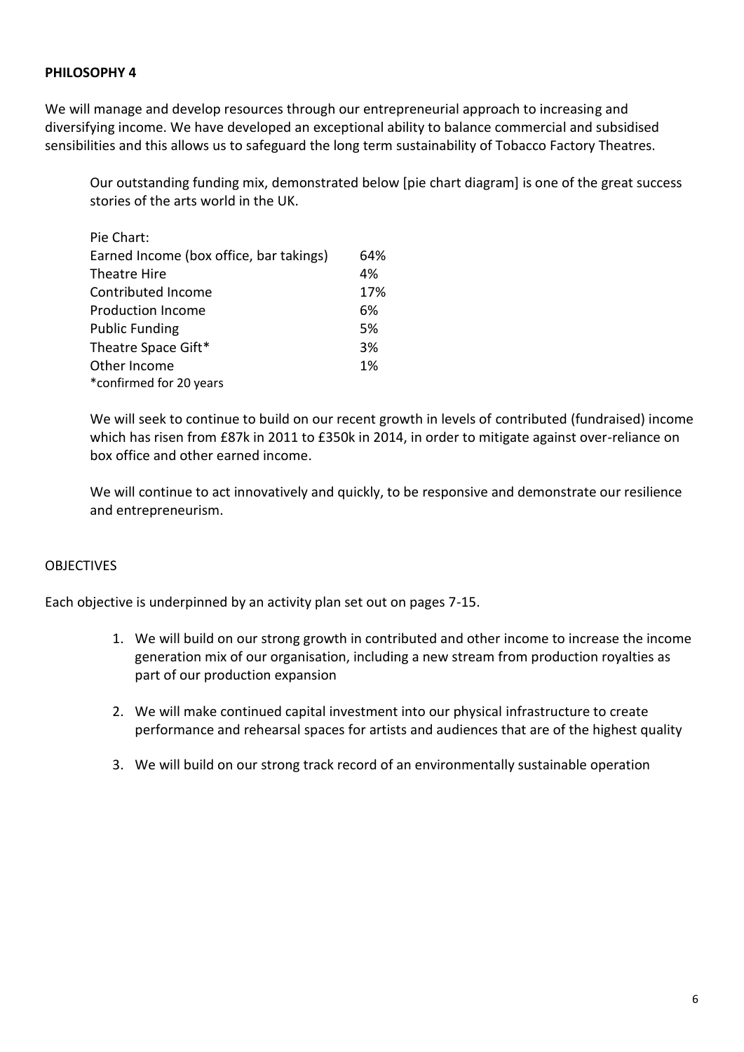**PHILOSOPHY 4**

We will manage and develop resources through our entrepreneurial approach to increasing and diversifying income. We have developed an exceptional ability to balance commercial and subsidised sensibilities and this allows us to safeguard the long term sustainability of Tobacco Factory Theatres.

Our outstanding funding mix, demonstrated below [pie chart diagram] is one of the great success stories of the arts world in the UK.

Pie Chart:

| | |
|---|---|
| Earned Income (box office, bar takings) | 64% |
| Theatre Hire | 4% |
| Contributed Income | 17% |
| Production Income | 6% |
| Public Funding | 5% |
| Theatre Space Gift* | 3% |
| Other Income | 1% |

*confirmed for 20 years

We will seek to continue to build on our recent growth in levels of contributed (fundraised) income which has risen from £87k in 2011 to £350k in 2014, in order to mitigate against over-reliance on box office and other earned income.

We will continue to act innovatively and quickly, to be responsive and demonstrate our resilience and entrepreneurism.

OBJECTIVES

Each objective is underpinned by an activity plan set out on pages 7-15.

1. We will build on our strong growth in contributed and other income to increase the income generation mix of our organisation, including a new stream from production royalties as part of our production expansion

2. We will make continued capital investment into our physical infrastructure to create performance and rehearsal spaces for artists and audiences that are of the highest quality

3. We will build on our strong track record of an environmentally sustainable operation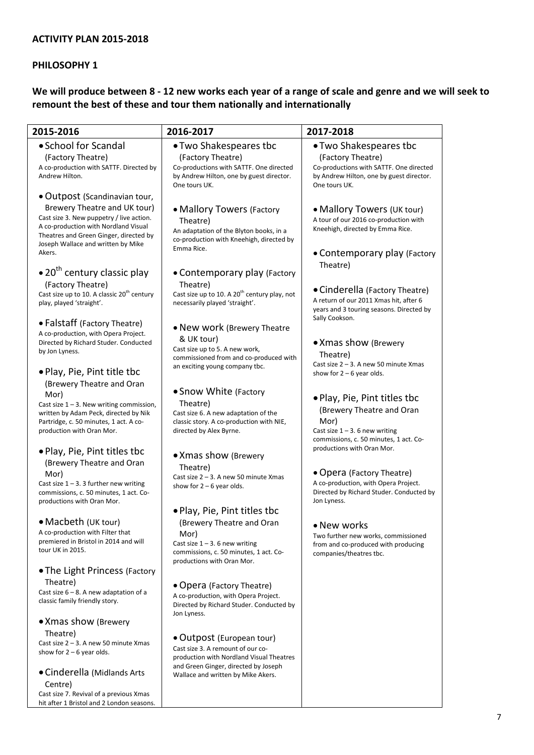## ACTIVITY PLAN 2015-2018

### PHILOSOPHY 1

**We will produce between 8 - 12 new works each year of a range of scale and genre and we will seek to remount the best of these and tour them nationally and internationally**

| 2015-2016 | 2016-2017 | 2017-2018 |
|---|---|---|
| • School for Scandal (Factory Theatre)<br>A co-production with SATTF. Directed by Andrew Hilton.<br><br>• Outpost (Scandinavian tour, Brewery Theatre and UK tour)<br>Cast size 3. New puppetry / live action. A co-production with Nordland Visual Theatres and Green Ginger, directed by Joseph Wallace and written by Mike Akers.<br><br>• 20th century classic play (Factory Theatre)<br>Cast size up to 10. A classic 20th century play, played 'straight'.<br><br>• Falstaff (Factory Theatre)<br>A co-production, with Opera Project. Directed by Richard Studer. Conducted by Jon Lyness.<br><br>• Play, Pie, Pint title tbc (Brewery Theatre and Oran Mor)<br>Cast size 1 – 3. New writing commission, written by Adam Peck, directed by Nik Partridge, c. 50 minutes, 1 act. A co-production with Oran Mor.<br><br>• Play, Pie, Pint titles tbc (Brewery Theatre and Oran Mor)<br>Cast size 1 – 3. 3 further new writing commissions, c. 50 minutes, 1 act. Co-productions with Oran Mor.<br><br>• Macbeth (UK tour)<br>A co-production with Filter that premiered in Bristol in 2014 and will tour UK in 2015.<br><br>• The Light Princess (Factory Theatre)<br>Cast size 6 – 8. A new adaptation of a classic family friendly story.<br><br>• Xmas show (Brewery Theatre)<br>Cast size 2 – 3. A new 50 minute Xmas show for 2 – 6 year olds.<br><br>• Cinderella (Midlands Arts Centre)<br>Cast size 7. Revival of a previous Xmas hit after 1 Bristol and 2 London seasons. | • Two Shakespeares tbc (Factory Theatre)<br>Co-productions with SATTF. One directed by Andrew Hilton, one by guest director. One tours UK.<br><br>• Mallory Towers (Factory Theatre)<br>An adaptation of the Blyton books, in a co-production with Kneehigh, directed by Emma Rice.<br><br>• Contemporary play (Factory Theatre)<br>Cast size up to 10. A 20th century play, not necessarily played 'straight'.<br><br>• New work (Brewery Theatre & UK tour)<br>Cast size up to 5. A new work, commissioned from and co-produced with an exciting young company tbc.<br><br>• Snow White (Factory Theatre)<br>Cast size 6. A new adaptation of the classic story. A co-production with NIE, directed by Alex Byrne.<br><br>• Xmas show (Brewery Theatre)<br>Cast size 2 – 3. A new 50 minute Xmas show for 2 – 6 year olds.<br><br>• Play, Pie, Pint titles tbc (Brewery Theatre and Oran Mor)<br>Cast size 1 – 3. 6 new writing commissions, c. 50 minutes, 1 act. Co-productions with Oran Mor.<br><br>• Opera (Factory Theatre)<br>A co-production, with Opera Project. Directed by Richard Studer. Conducted by Jon Lyness.<br><br>• Outpost (European tour)<br>Cast size 3. A remount of our co-production with Nordland Visual Theatres and Green Ginger, directed by Joseph Wallace and written by Mike Akers. | • Two Shakespeares tbc (Factory Theatre)<br>Co-productions with SATTF. One directed by Andrew Hilton, one by guest director. One tours UK.<br><br>• Mallory Towers (UK tour)<br>A tour of our 2016 co-production with Kneehigh, directed by Emma Rice.<br><br>• Contemporary play (Factory Theatre)<br><br>• Cinderella (Factory Theatre)<br>A return of our 2011 Xmas hit, after 6 years and 3 touring seasons. Directed by Sally Cookson.<br><br>• Xmas show (Brewery Theatre)<br>Cast size 2 – 3. A new 50 minute Xmas show for 2 – 6 year olds.<br><br>• Play, Pie, Pint titles tbc (Brewery Theatre and Oran Mor)<br>Cast size 1 – 3. 6 new writing commissions, c. 50 minutes, 1 act. Co-productions with Oran Mor.<br><br>• Opera (Factory Theatre)<br>A co-production, with Opera Project. Directed by Richard Studer. Conducted by Jon Lyness.<br><br>• New works<br>Two further new works, commissioned from and co-produced with producing companies/theatres tbc. |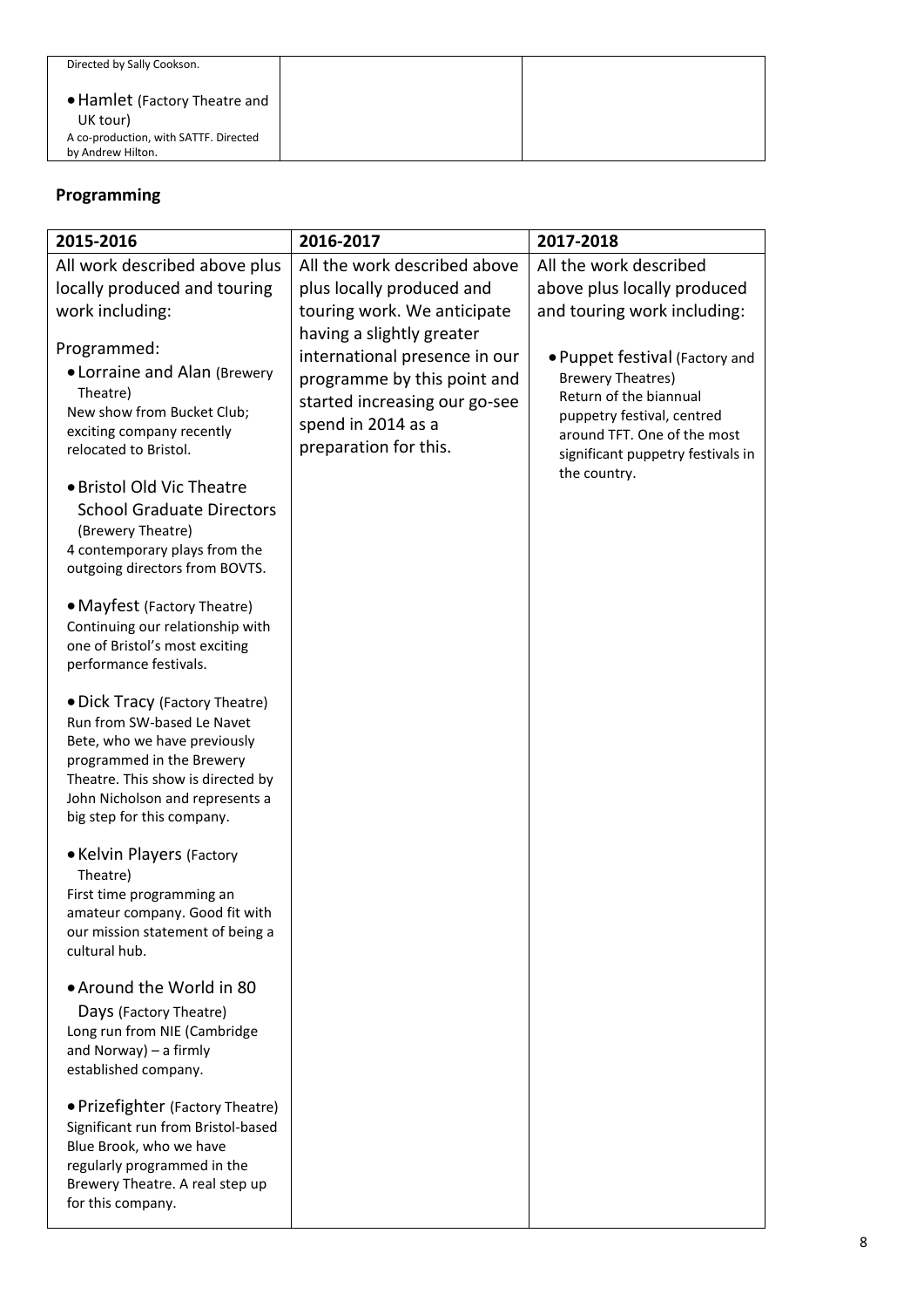| | | |
|---|---|---|
| Directed by Sally Cookson.<br><br>• Hamlet (Factory Theatre and UK tour)<br>A co-production, with SATTF. Directed by Andrew Hilton. | | |

## Programming

| 2015-2016 | 2016-2017 | 2017-2018 |
|---|---|---|
| All work described above plus locally produced and touring work including:<br><br>Programmed:<br>• Lorraine and Alan (Brewery Theatre)<br>New show from Bucket Club; exciting company recently relocated to Bristol.<br><br>• Bristol Old Vic Theatre School Graduate Directors (Brewery Theatre)<br>4 contemporary plays from the outgoing directors from BOVTS.<br><br>• Mayfest (Factory Theatre)<br>Continuing our relationship with one of Bristol's most exciting performance festivals.<br><br>• Dick Tracy (Factory Theatre)<br>Run from SW-based Le Navet Bete, who we have previously programmed in the Brewery Theatre. This show is directed by John Nicholson and represents a big step for this company.<br><br>• Kelvin Players (Factory Theatre)<br>First time programming an amateur company. Good fit with our mission statement of being a cultural hub.<br><br>• Around the World in 80 Days (Factory Theatre)<br>Long run from NIE (Cambridge and Norway) – a firmly established company.<br><br>• Prizefighter (Factory Theatre)<br>Significant run from Bristol-based Blue Brook, who we have regularly programmed in the Brewery Theatre. A real step up for this company. | All the work described above plus locally produced and touring work. We anticipate having a slightly greater international presence in our programme by this point and started increasing our go-see spend in 2014 as a preparation for this. | All the work described above plus locally produced and touring work including:<br><br>• Puppet festival (Factory and Brewery Theatres)<br>Return of the biannual puppetry festival, centred around TFT. One of the most significant puppetry festivals in the country. |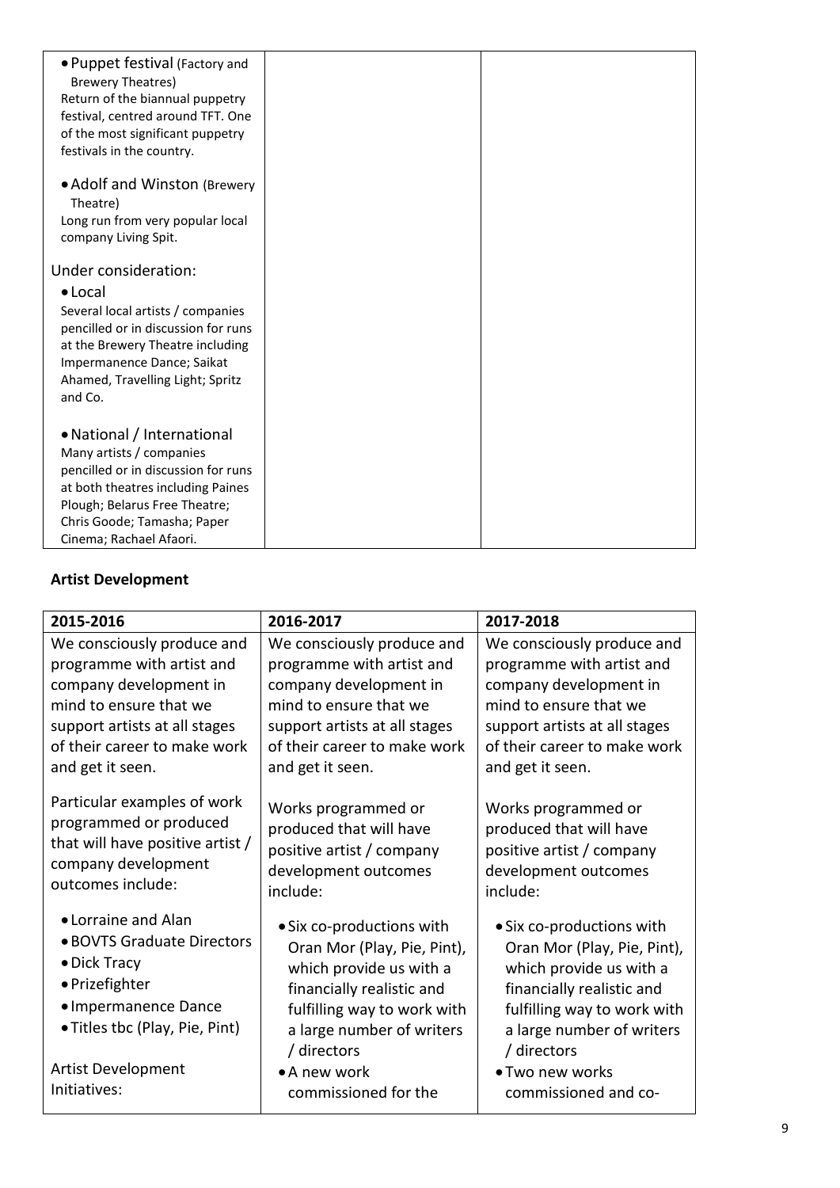| | | |
|---|---|---|
| • Puppet festival (Factory and Brewery Theatres)<br>Return of the biannual puppetry festival, centred around TFT. One of the most significant puppetry festivals in the country.<br><br>• Adolf and Winston (Brewery Theatre)<br>Long run from very popular local company Living Spit.<br><br>Under consideration:<br><br>• Local<br>Several local artists / companies pencilled or in discussion for runs at the Brewery Theatre including Impermanence Dance; Saikat Ahamed, Travelling Light; Spritz and Co.<br><br>• National / International<br>Many artists / companies pencilled or in discussion for runs at both theatres including Paines Plough; Belarus Free Theatre; Chris Goode; Tamasha; Paper Cinema; Rachael Afaori. | | |

**Artist Development**

| 2015-2016 | 2016-2017 | 2017-2018 |
|---|---|---|
| We consciously produce and programme with artist and company development in mind to ensure that we support artists at all stages of their career to make work and get it seen.<br><br>Particular examples of work programmed or produced that will have positive artist / company development outcomes include:<br><br>• Lorraine and Alan<br>• BOVTS Graduate Directors<br>• Dick Tracy<br>• Prizefighter<br>• Impermanence Dance<br>• Titles tbc (Play, Pie, Pint)<br><br>Artist Development Initiatives: | We consciously produce and programme with artist and company development in mind to ensure that we support artists at all stages of their career to make work and get it seen.<br><br>Works programmed or produced that will have positive artist / company development outcomes include:<br><br>• Six co-productions with Oran Mor (Play, Pie, Pint), which provide us with a financially realistic and fulfilling way to work with a large number of writers / directors<br>• A new work commissioned for the | We consciously produce and programme with artist and company development in mind to ensure that we support artists at all stages of their career to make work and get it seen.<br><br>Works programmed or produced that will have positive artist / company development outcomes include:<br><br>• Six co-productions with Oran Mor (Play, Pie, Pint), which provide us with a financially realistic and fulfilling way to work with a large number of writers / directors<br>• Two new works commissioned and co- |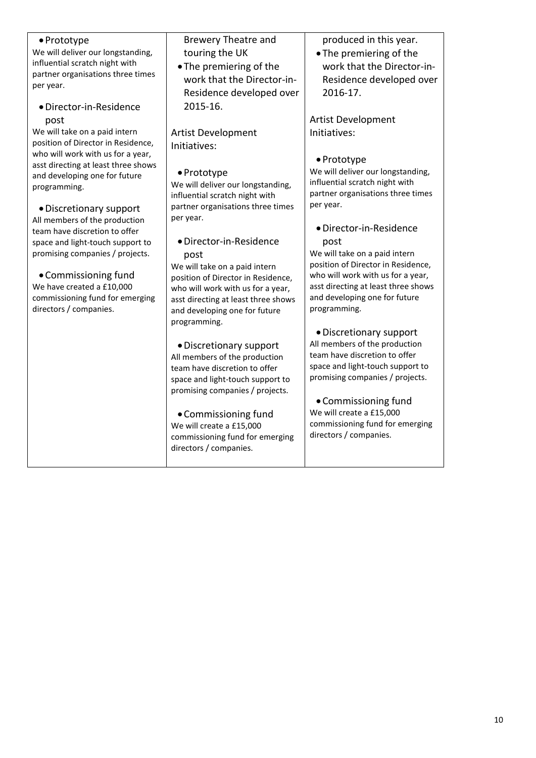| | | |
|---|---|---|
| • Prototype<br>We will deliver our longstanding, influential scratch night with partner organisations three times per year.<br><br>• Director-in-Residence post<br>We will take on a paid intern position of Director in Residence, who will work with us for a year, asst directing at least three shows and developing one for future programming.<br><br>• Discretionary support<br>All members of the production team have discretion to offer space and light-touch support to promising companies / projects.<br><br>• Commissioning fund<br>We have created a £10,000 commissioning fund for emerging directors / companies. | Brewery Theatre and touring the UK<br>• The premiering of the work that the Director-in-Residence developed over 2015-16.<br><br>Artist Development Initiatives:<br><br>• Prototype<br>We will deliver our longstanding, influential scratch night with partner organisations three times per year.<br><br>• Director-in-Residence post<br>We will take on a paid intern position of Director in Residence, who will work with us for a year, asst directing at least three shows and developing one for future programming.<br><br>• Discretionary support<br>All members of the production team have discretion to offer space and light-touch support to promising companies / projects.<br><br>• Commissioning fund<br>We will create a £15,000 commissioning fund for emerging directors / companies. | produced in this year.<br>• The premiering of the work that the Director-in-Residence developed over 2016-17.<br><br>Artist Development Initiatives:<br><br>• Prototype<br>We will deliver our longstanding, influential scratch night with partner organisations three times per year.<br><br>• Director-in-Residence post<br>We will take on a paid intern position of Director in Residence, who will work with us for a year, asst directing at least three shows and developing one for future programming.<br><br>• Discretionary support<br>All members of the production team have discretion to offer space and light-touch support to promising companies / projects.<br><br>• Commissioning fund<br>We will create a £15,000 commissioning fund for emerging directors / companies. |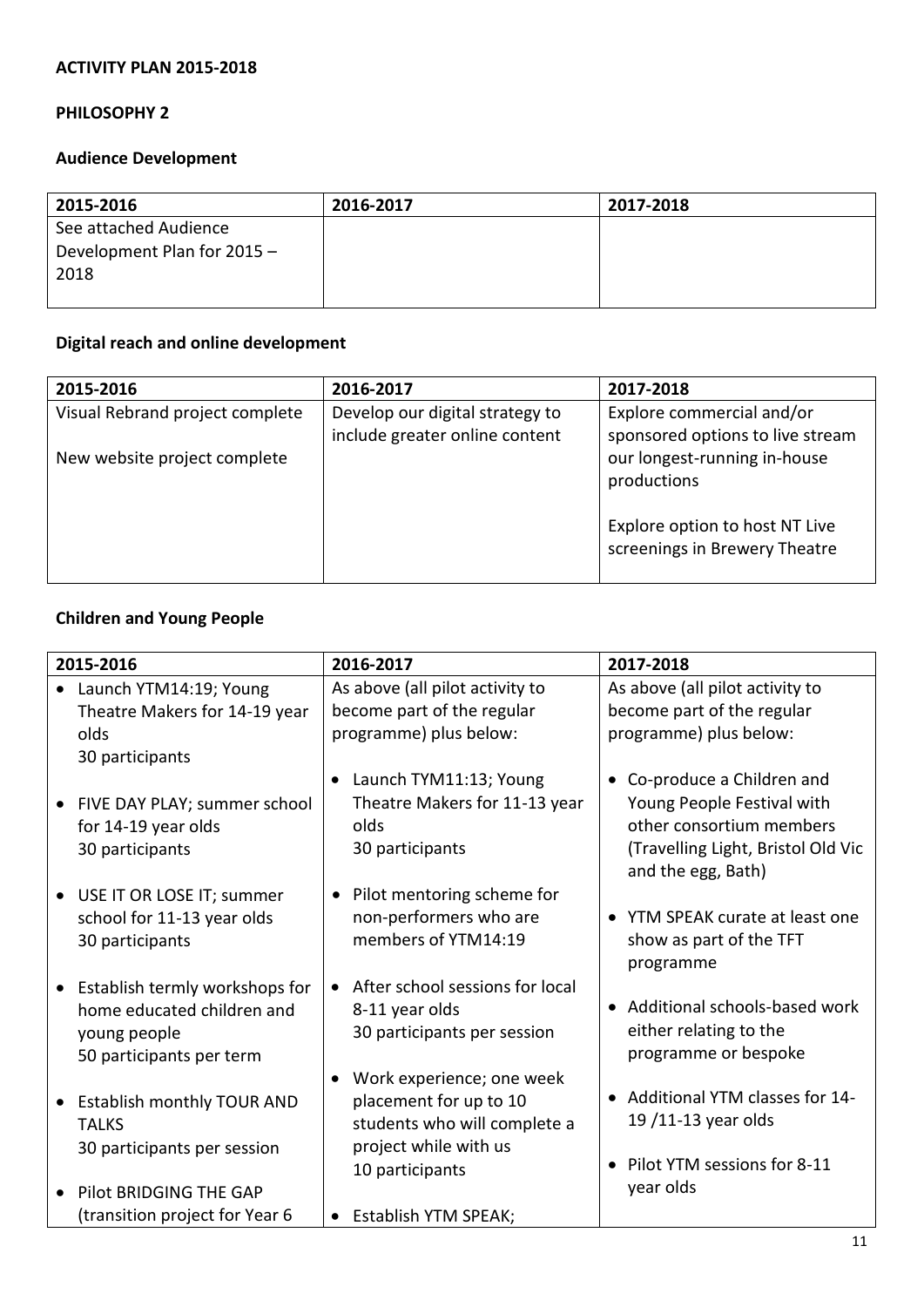**ACTIVITY PLAN 2015-2018**

**PHILOSOPHY 2**

**Audience Development**

| 2015-2016 | 2016-2017 | 2017-2018 |
|---|---|---|
| See attached Audience Development Plan for 2015 – 2018 | | |

**Digital reach and online development**

| 2015-2016 | 2016-2017 | 2017-2018 |
|---|---|---|
| Visual Rebrand project complete<br><br>New website project complete | Develop our digital strategy to include greater online content | Explore commercial and/or sponsored options to live stream our longest-running in-house productions<br><br>Explore option to host NT Live screenings in Brewery Theatre |

**Children and Young People**

| 2015-2016 | 2016-2017 | 2017-2018 |
|---|---|---|
| • Launch YTM14:19; Young Theatre Makers for 14-19 year olds<br>30 participants<br><br>• FIVE DAY PLAY; summer school for 14-19 year olds<br>30 participants<br><br>• USE IT OR LOSE IT; summer school for 11-13 year olds<br>30 participants<br><br>• Establish termly workshops for home educated children and young people<br>50 participants per term<br><br>• Establish monthly TOUR AND TALKS<br>30 participants per session<br><br>• Pilot BRIDGING THE GAP (transition project for Year 6 | As above (all pilot activity to become part of the regular programme) plus below:<br><br>• Launch TYM11:13; Young Theatre Makers for 11-13 year olds<br>30 participants<br><br>• Pilot mentoring scheme for non-performers who are members of YTM14:19<br><br>• After school sessions for local 8-11 year olds<br>30 participants per session<br><br>• Work experience; one week placement for up to 10 students who will complete a project while with us<br>10 participants<br><br>• Establish YTM SPEAK; | As above (all pilot activity to become part of the regular programme) plus below:<br><br>• Co-produce a Children and Young People Festival with other consortium members (Travelling Light, Bristol Old Vic and the egg, Bath)<br><br>• YTM SPEAK curate at least one show as part of the TFT programme<br><br>• Additional schools-based work either relating to the programme or bespoke<br><br>• Additional YTM classes for 14-19 /11-13 year olds<br><br>• Pilot YTM sessions for 8-11 year olds |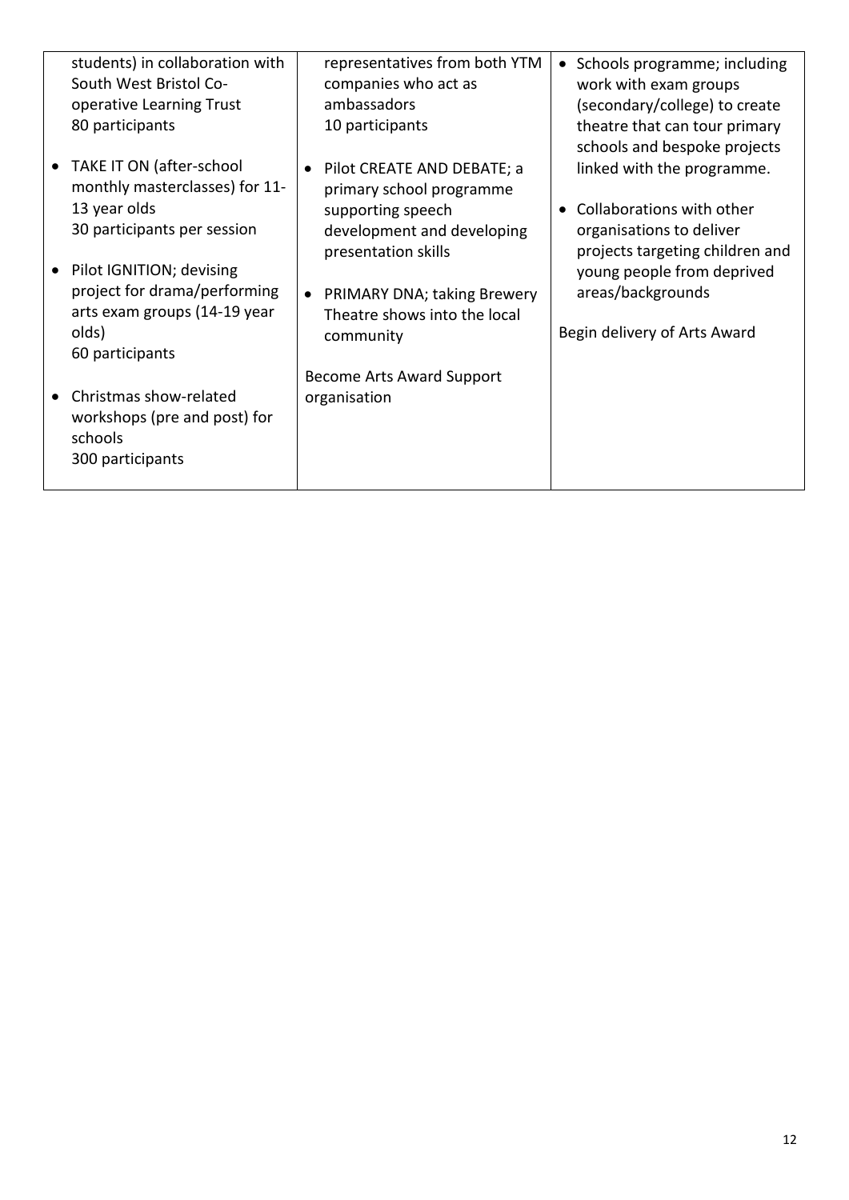| | | |
|---|---|---|
| students) in collaboration with South West Bristol Co-operative Learning Trust<br>80 participants<br><br>• TAKE IT ON (after-school monthly masterclasses) for 11-13 year olds<br>30 participants per session<br><br>• Pilot IGNITION; devising project for drama/performing arts exam groups (14-19 year olds)<br>60 participants<br><br>• Christmas show-related workshops (pre and post) for schools<br>300 participants | representatives from both YTM companies who act as ambassadors<br>10 participants<br><br>• Pilot CREATE AND DEBATE; a primary school programme supporting speech development and developing presentation skills<br><br>• PRIMARY DNA; taking Brewery Theatre shows into the local community<br><br>Become Arts Award Support organisation | • Schools programme; including work with exam groups (secondary/college) to create theatre that can tour primary schools and bespoke projects linked with the programme.<br><br>• Collaborations with other organisations to deliver projects targeting children and young people from deprived areas/backgrounds<br><br>Begin delivery of Arts Award |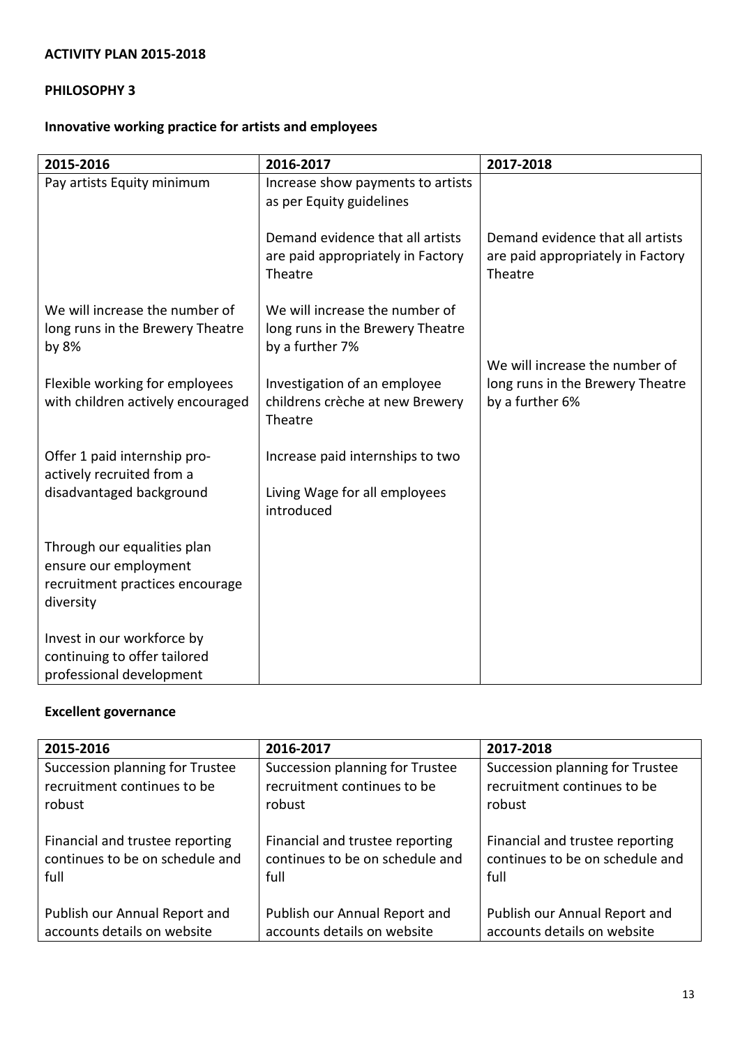**ACTIVITY PLAN 2015-2018**

**PHILOSOPHY 3**

**Innovative working practice for artists and employees**

| 2015-2016 | 2016-2017 | 2017-2018 |
|---|---|---|
| Pay artists Equity minimum | Increase show payments to artists as per Equity guidelines | |
| | Demand evidence that all artists are paid appropriately in Factory Theatre | Demand evidence that all artists are paid appropriately in Factory Theatre |
| We will increase the number of long runs in the Brewery Theatre by 8% | We will increase the number of long runs in the Brewery Theatre by a further 7% | We will increase the number of long runs in the Brewery Theatre by a further 6% |
| Flexible working for employees with children actively encouraged | Investigation of an employee childrens crèche at new Brewery Theatre | |
| Offer 1 paid internship pro-actively recruited from a disadvantaged background | Increase paid internships to two | |
| | Living Wage for all employees introduced | |
| Through our equalities plan ensure our employment recruitment practices encourage diversity | | |
| Invest in our workforce by continuing to offer tailored professional development | | |

**Excellent governance**

| 2015-2016 | 2016-2017 | 2017-2018 |
|---|---|---|
| Succession planning for Trustee recruitment continues to be robust | Succession planning for Trustee recruitment continues to be robust | Succession planning for Trustee recruitment continues to be robust |
| Financial and trustee reporting continues to be on schedule and full | Financial and trustee reporting continues to be on schedule and full | Financial and trustee reporting continues to be on schedule and full |
| Publish our Annual Report and accounts details on website | Publish our Annual Report and accounts details on website | Publish our Annual Report and accounts details on website |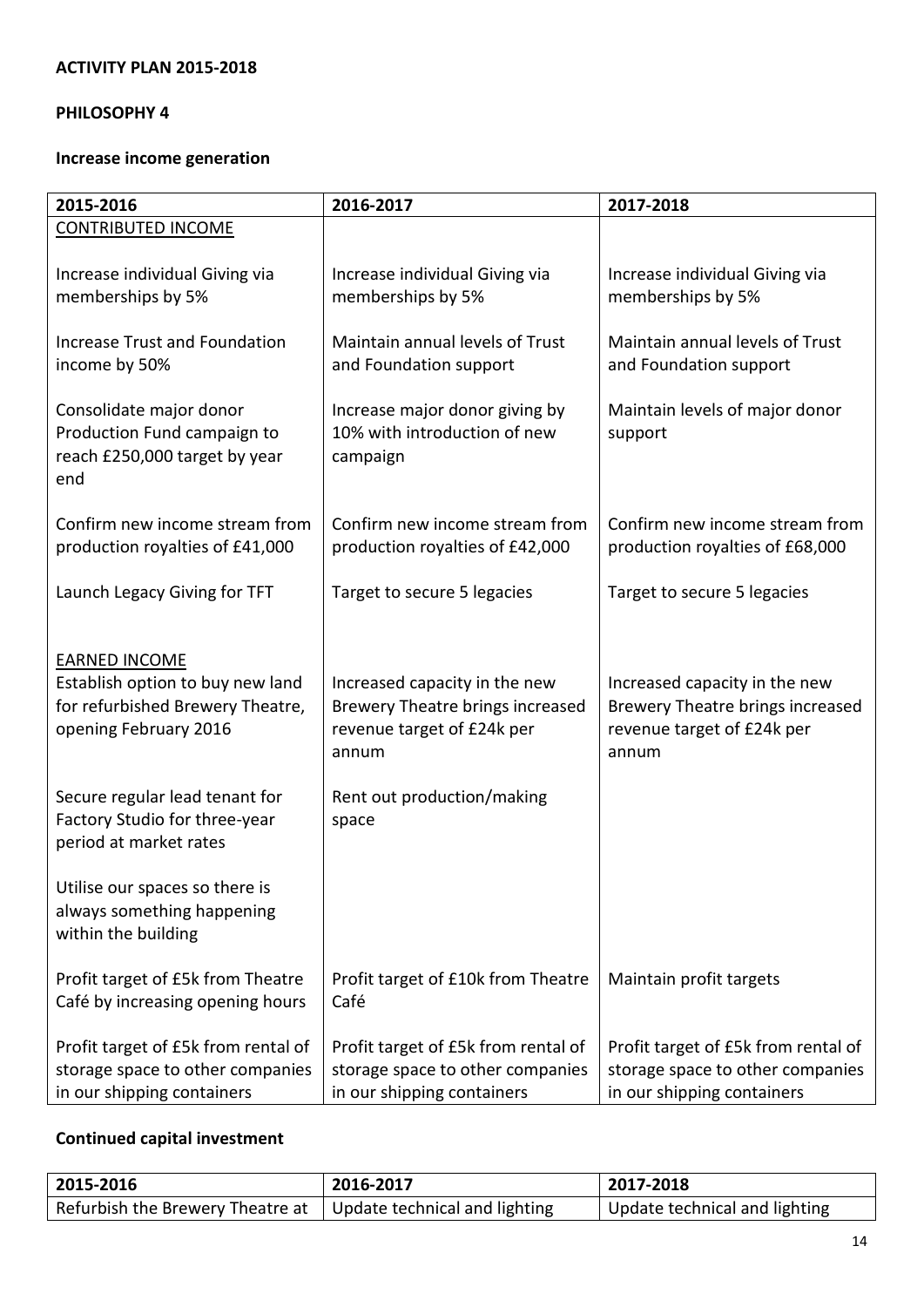**ACTIVITY PLAN 2015-2018**

**PHILOSOPHY 4**

**Increase income generation**

| 2015-2016 | 2016-2017 | 2017-2018 |
|---|---|---|
| CONTRIBUTED INCOME | | |
| Increase individual Giving via memberships by 5% | Increase individual Giving via memberships by 5% | Increase individual Giving via memberships by 5% |
| Increase Trust and Foundation income by 50% | Maintain annual levels of Trust and Foundation support | Maintain annual levels of Trust and Foundation support |
| Consolidate major donor Production Fund campaign to reach £250,000 target by year end | Increase major donor giving by 10% with introduction of new campaign | Maintain levels of major donor support |
| Confirm new income stream from production royalties of £41,000 | Confirm new income stream from production royalties of £42,000 | Confirm new income stream from production royalties of £68,000 |
| Launch Legacy Giving for TFT | Target to secure 5 legacies | Target to secure 5 legacies |
| EARNED INCOME<br>Establish option to buy new land for refurbished Brewery Theatre, opening February 2016 | Increased capacity in the new Brewery Theatre brings increased revenue target of £24k per annum | Increased capacity in the new Brewery Theatre brings increased revenue target of £24k per annum |
| Secure regular lead tenant for Factory Studio for three-year period at market rates | Rent out production/making space | |
| Utilise our spaces so there is always something happening within the building | | |
| Profit target of £5k from Theatre Café by increasing opening hours | Profit target of £10k from Theatre Café | Maintain profit targets |
| Profit target of £5k from rental of storage space to other companies in our shipping containers | Profit target of £5k from rental of storage space to other companies in our shipping containers | Profit target of £5k from rental of storage space to other companies in our shipping containers |

**Continued capital investment**

| 2015-2016 | 2016-2017 | 2017-2018 |
|---|---|---|
| Refurbish the Brewery Theatre at | Update technical and lighting | Update technical and lighting |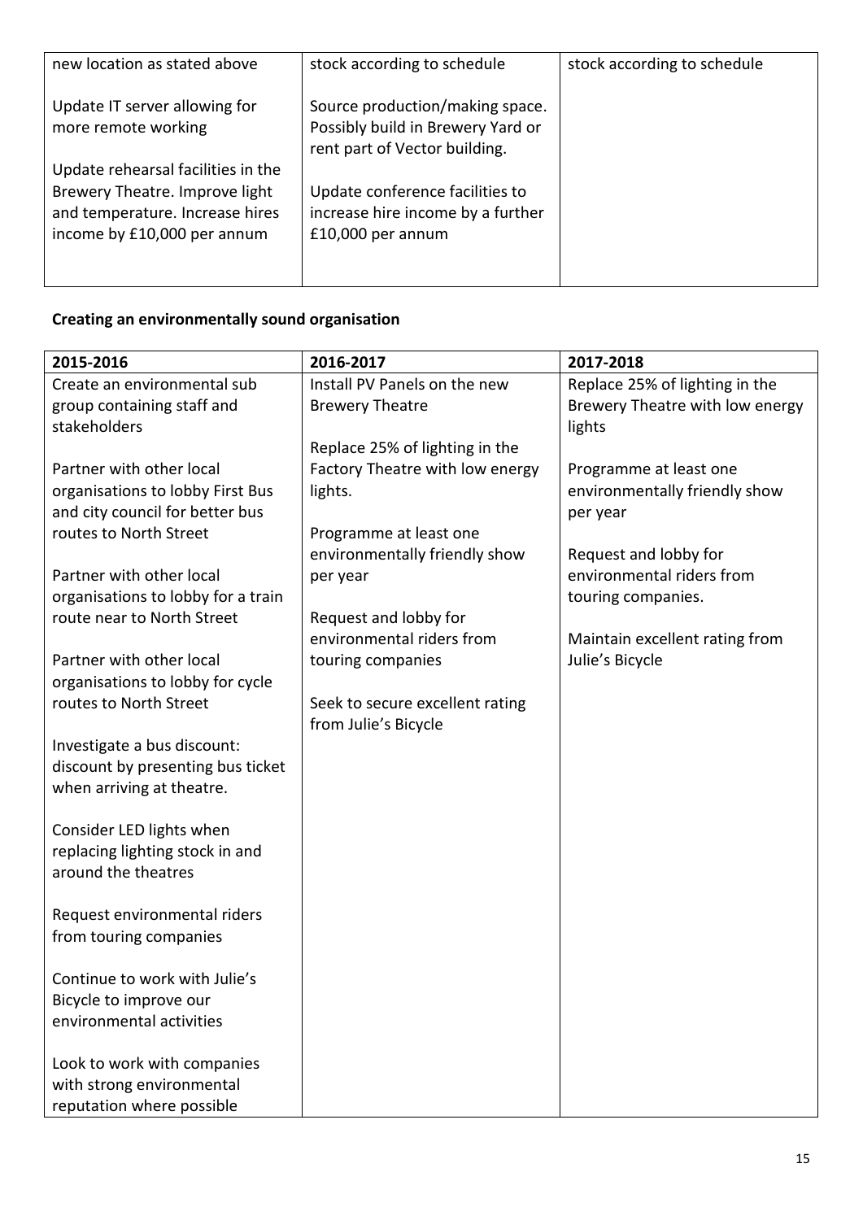| | | |
|---|---|---|
| new location as stated above<br><br>Update IT server allowing for more remote working<br><br>Update rehearsal facilities in the Brewery Theatre. Improve light and temperature. Increase hires income by £10,000 per annum | stock according to schedule<br><br>Source production/making space. Possibly build in Brewery Yard or rent part of Vector building.<br><br>Update conference facilities to increase hire income by a further £10,000 per annum | stock according to schedule |

**Creating an environmentally sound organisation**

| 2015-2016 | 2016-2017 | 2017-2018 |
|---|---|---|
| Create an environmental sub group containing staff and stakeholders<br><br>Partner with other local organisations to lobby First Bus and city council for better bus routes to North Street<br><br>Partner with other local organisations to lobby for a train route near to North Street<br><br>Partner with other local organisations to lobby for cycle routes to North Street<br><br>Investigate a bus discount: discount by presenting bus ticket when arriving at theatre.<br><br>Consider LED lights when replacing lighting stock in and around the theatres<br><br>Request environmental riders from touring companies<br><br>Continue to work with Julie's Bicycle to improve our environmental activities<br><br>Look to work with companies with strong environmental reputation where possible | Install PV Panels on the new Brewery Theatre<br><br>Replace 25% of lighting in the Factory Theatre with low energy lights.<br><br>Programme at least one environmentally friendly show per year<br><br>Request and lobby for environmental riders from touring companies<br><br>Seek to secure excellent rating from Julie's Bicycle | Replace 25% of lighting in the Brewery Theatre with low energy lights<br><br>Programme at least one environmentally friendly show per year<br><br>Request and lobby for environmental riders from touring companies.<br><br>Maintain excellent rating from Julie's Bicycle |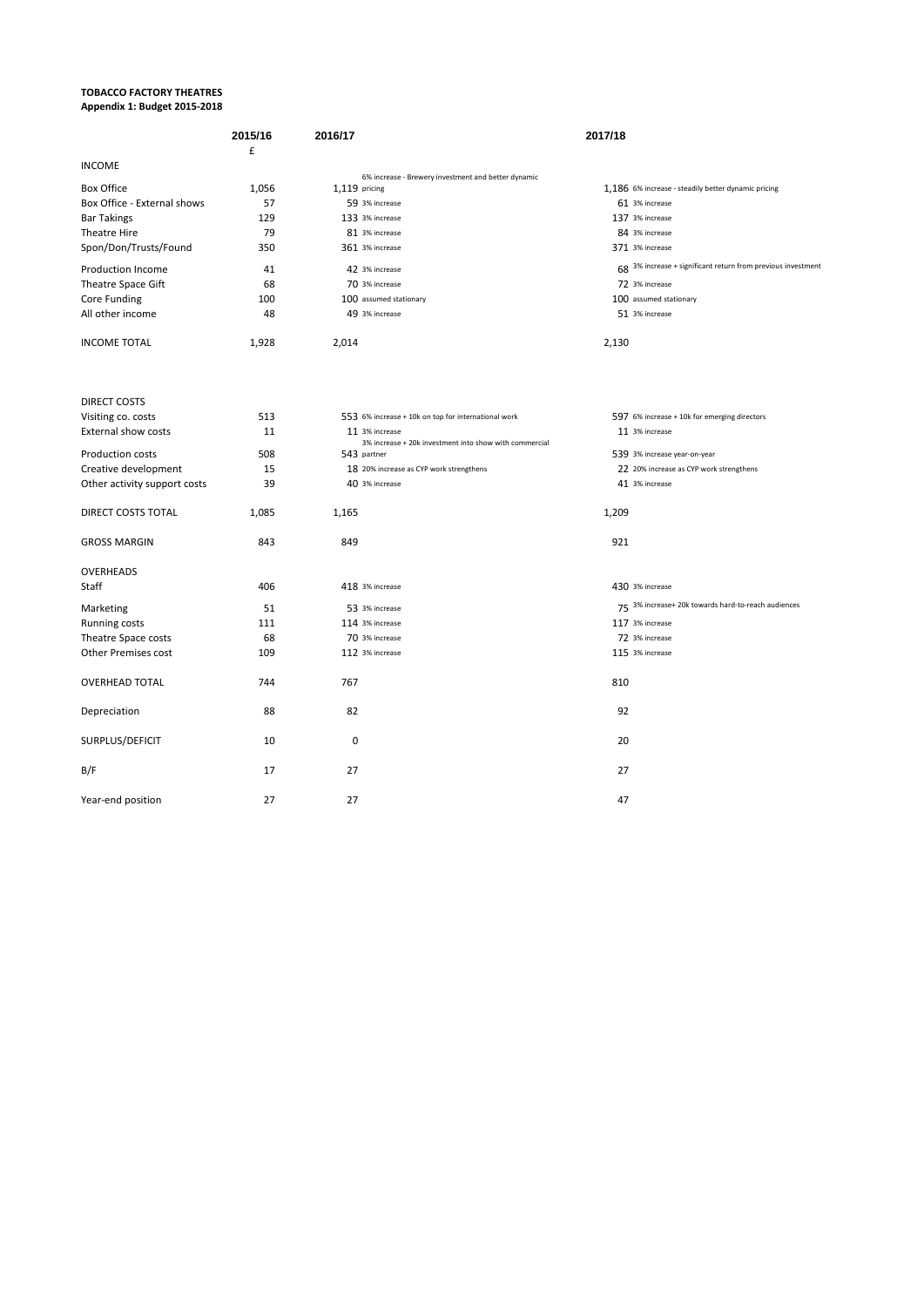**TOBACCO FACTORY THEATRES**
**Appendix 1: Budget 2015-2018**

| | 2015/16 | 2016/17 | | 2017/18 | |
|---|---|---|---|---|---|
| | £ | | | | |
| INCOME | | | | | |
| Box Office | 1,056 | 1,119 | 6% increase - Brewery investment and better dynamic pricing | 1,186 | 6% increase - steadily better dynamic pricing |
| Box Office - External shows | 57 | 59 | 3% increase | 61 | 3% increase |
| Bar Takings | 129 | 133 | 3% increase | 137 | 3% increase |
| Theatre Hire | 79 | 81 | 3% increase | 84 | 3% increase |
| Spon/Don/Trusts/Found | 350 | 361 | 3% increase | 371 | 3% increase |
| Production Income | 41 | 42 | 3% increase | 68 | 3% increase + significant return from previous investment |
| Theatre Space Gift | 68 | 70 | 3% increase | 72 | 3% increase |
| Core Funding | 100 | 100 | assumed stationary | 100 | assumed stationary |
| All other income | 48 | 49 | 3% increase | 51 | 3% increase |
| INCOME TOTAL | 1,928 | 2,014 | | 2,130 | |
| | | | | | |
| DIRECT COSTS | | | | | |
| Visiting co. costs | 513 | 553 | 6% increase + 10k on top for international work | 597 | 6% increase + 10k for emerging directors |
| External show costs | 11 | 11 | 3% increase | 11 | 3% increase |
| Production costs | 508 | 543 | 3% increase + 20k investment into show with commercial partner | 539 | 3% increase year-on-year |
| Creative development | 15 | 18 | 20% increase as CYP work strengthens | 22 | 20% increase as CYP work strengthens |
| Other activity support costs | 39 | 40 | 3% increase | 41 | 3% increase |
| DIRECT COSTS TOTAL | 1,085 | 1,165 | | 1,209 | |
| GROSS MARGIN | 843 | 849 | | 921 | |
| OVERHEADS | | | | | |
| Staff | 406 | 418 | 3% increase | 430 | 3% increase |
| Marketing | 51 | 53 | 3% increase | 75 | 3% increase+ 20k towards hard-to-reach audiences |
| Running costs | 111 | 114 | 3% increase | 117 | 3% increase |
| Theatre Space costs | 68 | 70 | 3% increase | 72 | 3% increase |
| Other Premises cost | 109 | 112 | 3% increase | 115 | 3% increase |
| OVERHEAD TOTAL | 744 | 767 | | 810 | |
| Depreciation | 88 | 82 | | 92 | |
| SURPLUS/DEFICIT | 10 | 0 | | 20 | |
| B/F | 17 | 27 | | 27 | |
| Year-end position | 27 | 27 | | 47 | |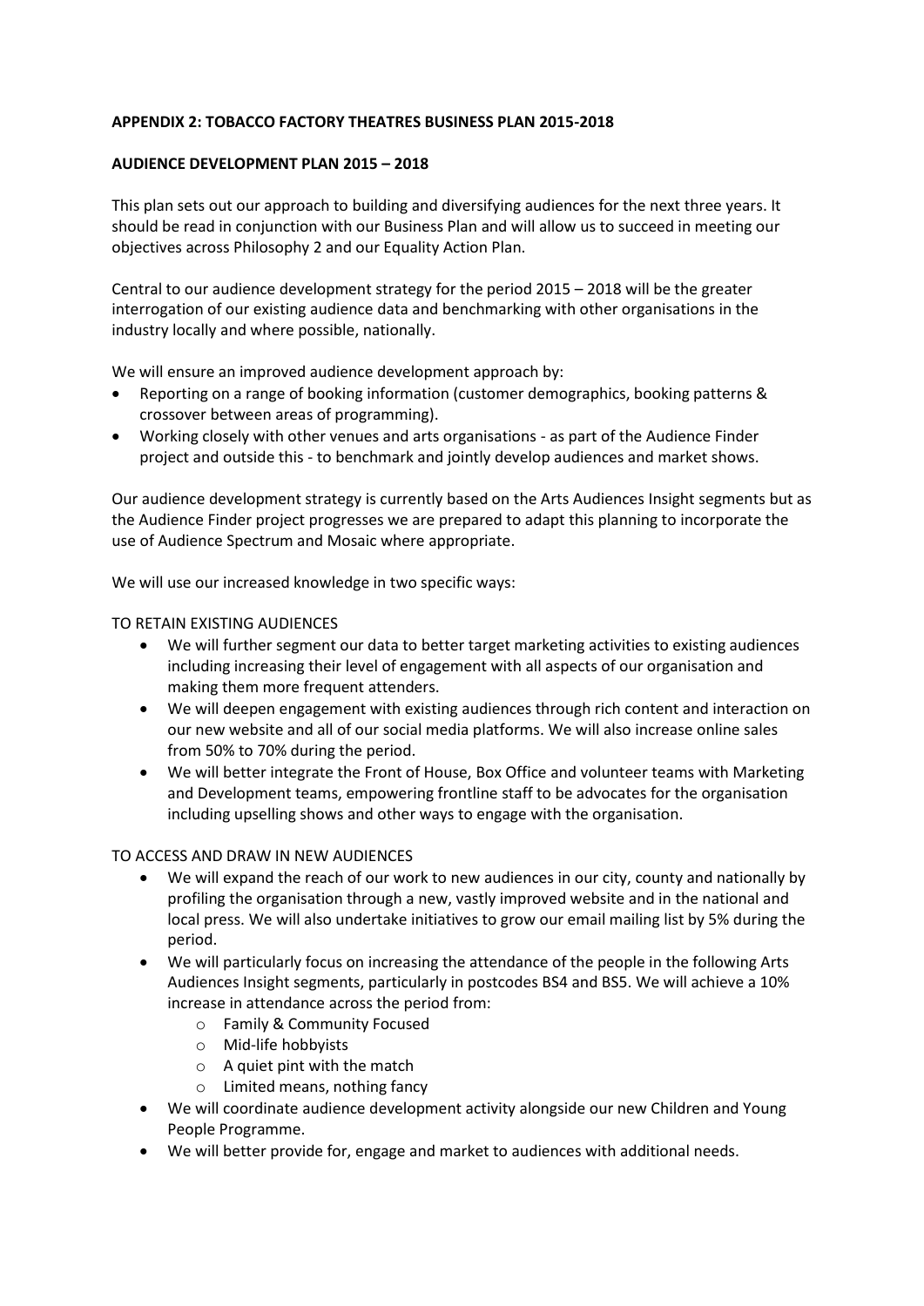**APPENDIX 2: TOBACCO FACTORY THEATRES BUSINESS PLAN 2015-2018**

**AUDIENCE DEVELOPMENT PLAN 2015 – 2018**

This plan sets out our approach to building and diversifying audiences for the next three years. It should be read in conjunction with our Business Plan and will allow us to succeed in meeting our objectives across Philosophy 2 and our Equality Action Plan.

Central to our audience development strategy for the period 2015 – 2018 will be the greater interrogation of our existing audience data and benchmarking with other organisations in the industry locally and where possible, nationally.

We will ensure an improved audience development approach by:

- Reporting on a range of booking information (customer demographics, booking patterns & crossover between areas of programming).
- Working closely with other venues and arts organisations - as part of the Audience Finder project and outside this - to benchmark and jointly develop audiences and market shows.

Our audience development strategy is currently based on the Arts Audiences Insight segments but as the Audience Finder project progresses we are prepared to adapt this planning to incorporate the use of Audience Spectrum and Mosaic where appropriate.

We will use our increased knowledge in two specific ways:

TO RETAIN EXISTING AUDIENCES

- We will further segment our data to better target marketing activities to existing audiences including increasing their level of engagement with all aspects of our organisation and making them more frequent attenders.
- We will deepen engagement with existing audiences through rich content and interaction on our new website and all of our social media platforms. We will also increase online sales from 50% to 70% during the period.
- We will better integrate the Front of House, Box Office and volunteer teams with Marketing and Development teams, empowering frontline staff to be advocates for the organisation including upselling shows and other ways to engage with the organisation.

TO ACCESS AND DRAW IN NEW AUDIENCES

- We will expand the reach of our work to new audiences in our city, county and nationally by profiling the organisation through a new, vastly improved website and in the national and local press. We will also undertake initiatives to grow our email mailing list by 5% during the period.
- We will particularly focus on increasing the attendance of the people in the following Arts Audiences Insight segments, particularly in postcodes BS4 and BS5. We will achieve a 10% increase in attendance across the period from:
    - Family & Community Focused
    - Mid-life hobbyists
    - A quiet pint with the match
    - Limited means, nothing fancy
- We will coordinate audience development activity alongside our new Children and Young People Programme.
- We will better provide for, engage and market to audiences with additional needs.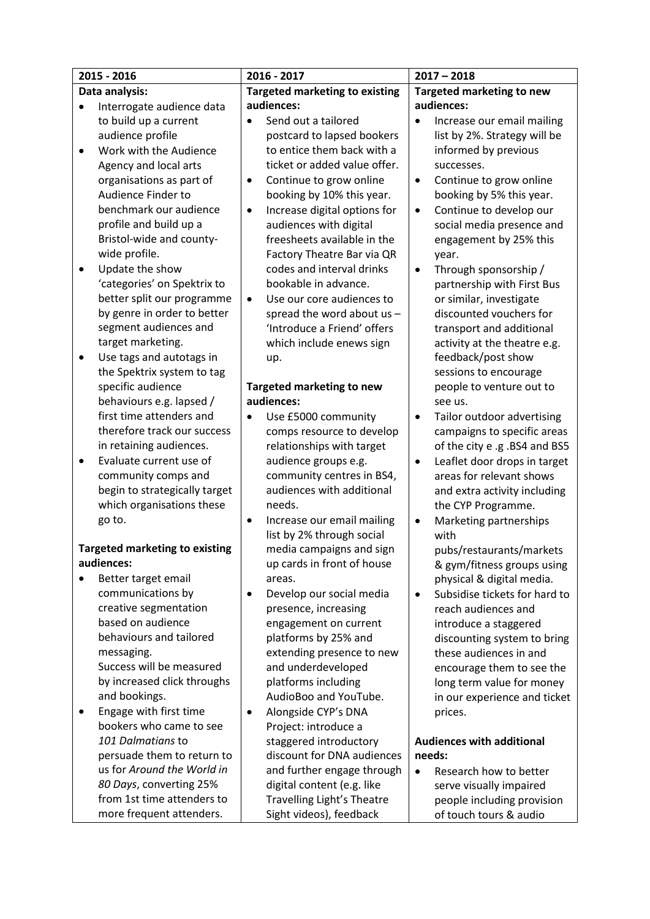| 2015 - 2016 | 2016 - 2017 | 2017 – 2018 |
|---|---|---|
| **Data analysis:**<br>• Interrogate audience data to build up a current audience profile<br>• Work with the Audience Agency and local arts organisations as part of Audience Finder to benchmark our audience profile and build up a Bristol-wide and county-wide profile.<br>• Update the show 'categories' on Spektrix to better split our programme by genre in order to better segment audiences and target marketing.<br>• Use tags and autotags in the Spektrix system to tag specific audience behaviours e.g. lapsed / first time attenders and therefore track our success in retaining audiences.<br>• Evaluate current use of community comps and begin to strategically target which organisations these go to.<br><br>**Targeted marketing to existing audiences:**<br>• Better target email communications by creative segmentation based on audience behaviours and tailored messaging. Success will be measured by increased click throughs and bookings.<br>• Engage with first time bookers who came to see *101 Dalmatians* to persuade them to return to us for *Around the World in 80 Days*, converting 25% from 1st time attenders to more frequent attenders. | **Targeted marketing to existing audiences:**<br>• Send out a tailored postcard to lapsed bookers to entice them back with a ticket or added value offer.<br>• Continue to grow online booking by 10% this year.<br>• Increase digital options for audiences with digital freesheets available in the Factory Theatre Bar via QR codes and interval drinks bookable in advance.<br>• Use our core audiences to spread the word about us – 'Introduce a Friend' offers which include enews sign up.<br><br>**Targeted marketing to new audiences:**<br>• Use £5000 community comps resource to develop relationships with target audience groups e.g. community centres in BS4, audiences with additional needs.<br>• Increase our email mailing list by 2% through social media campaigns and sign up cards in front of house areas.<br>• Develop our social media presence, increasing engagement on current platforms by 25% and extending presence to new and underdeveloped platforms including AudioBoo and YouTube.<br>• Alongside CYP's DNA Project: introduce a staggered introductory discount for DNA audiences and further engage through digital content (e.g. like Travelling Light's Theatre Sight videos), feedback | **Targeted marketing to new audiences:**<br>• Increase our email mailing list by 2%. Strategy will be informed by previous successes.<br>• Continue to grow online booking by 5% this year.<br>• Continue to develop our social media presence and engagement by 25% this year.<br>• Through sponsorship / partnership with First Bus or similar, investigate discounted vouchers for transport and additional activity at the theatre e.g. feedback/post show sessions to encourage people to venture out to see us.<br>• Tailor outdoor advertising campaigns to specific areas of the city e .g .BS4 and BS5<br>• Leaflet door drops in target areas for relevant shows and extra activity including the CYP Programme.<br>• Marketing partnerships with pubs/restaurants/markets & gym/fitness groups using physical & digital media.<br>• Subsidise tickets for hard to reach audiences and introduce a staggered discounting system to bring these audiences in and encourage them to see the long term value for money in our experience and ticket prices.<br><br>**Audiences with additional needs:**<br>• Research how to better serve visually impaired people including provision of touch tours & audio |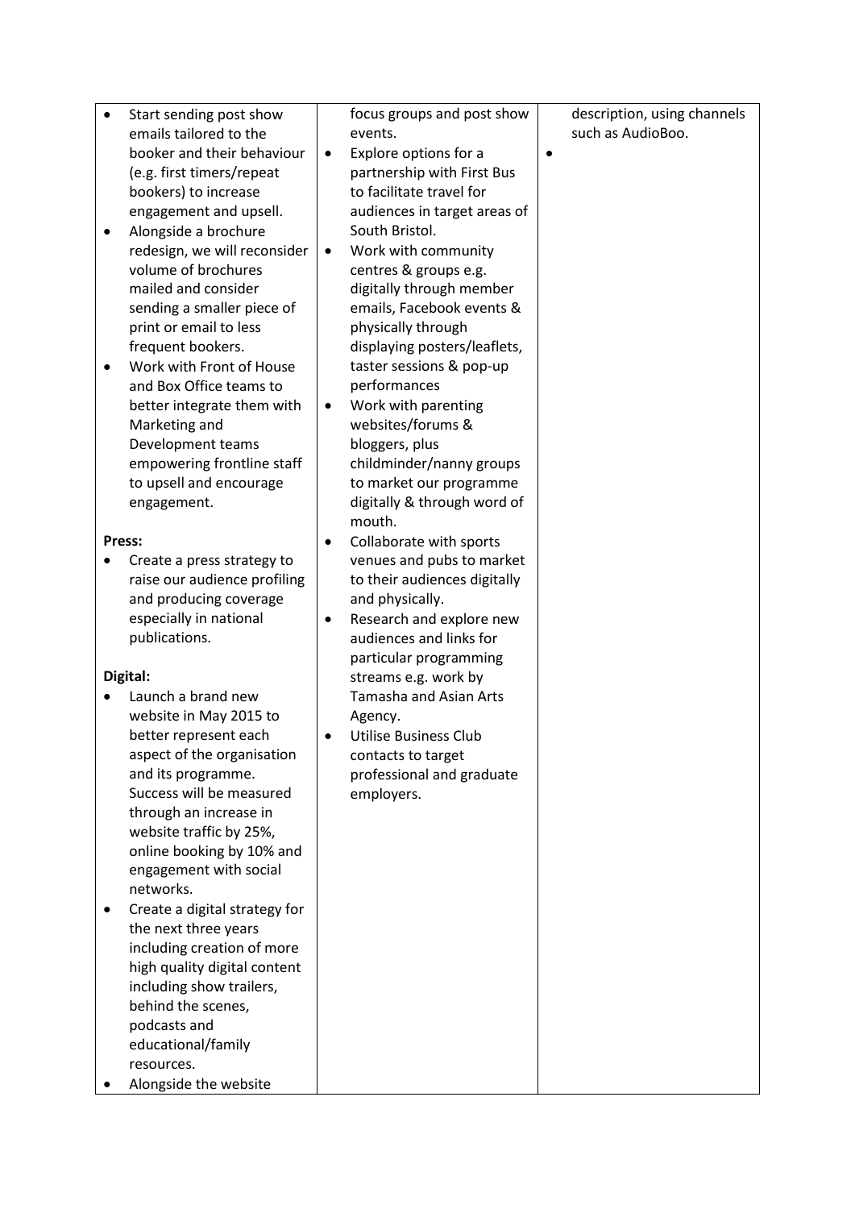| | | |
|---|---|---|
| • Start sending post show emails tailored to the booker and their behaviour (e.g. first timers/repeat bookers) to increase engagement and upsell.<br>• Alongside a brochure redesign, we will reconsider volume of brochures mailed and consider sending a smaller piece of print or email to less frequent bookers.<br>• Work with Front of House and Box Office teams to better integrate them with Marketing and Development teams empowering frontline staff to upsell and encourage engagement.<br><br>**Press:**<br>• Create a press strategy to raise our audience profiling and producing coverage especially in national publications.<br><br>**Digital:**<br>• Launch a brand new website in May 2015 to better represent each aspect of the organisation and its programme. Success will be measured through an increase in website traffic by 25%, online booking by 10% and engagement with social networks.<br>• Create a digital strategy for the next three years including creation of more high quality digital content including show trailers, behind the scenes, podcasts and educational/family resources.<br>• Alongside the website | focus groups and post show events.<br>• Explore options for a partnership with First Bus to facilitate travel for audiences in target areas of South Bristol.<br>• Work with community centres & groups e.g. digitally through member emails, Facebook events & physically through displaying posters/leaflets, taster sessions & pop-up performances<br>• Work with parenting websites/forums & bloggers, plus childminder/nanny groups to market our programme digitally & through word of mouth.<br>• Collaborate with sports venues and pubs to market to their audiences digitally and physically.<br>• Research and explore new audiences and links for particular programming streams e.g. work by Tamasha and Asian Arts Agency.<br>• Utilise Business Club contacts to target professional and graduate employers. | description, using channels such as AudioBoo.<br>• |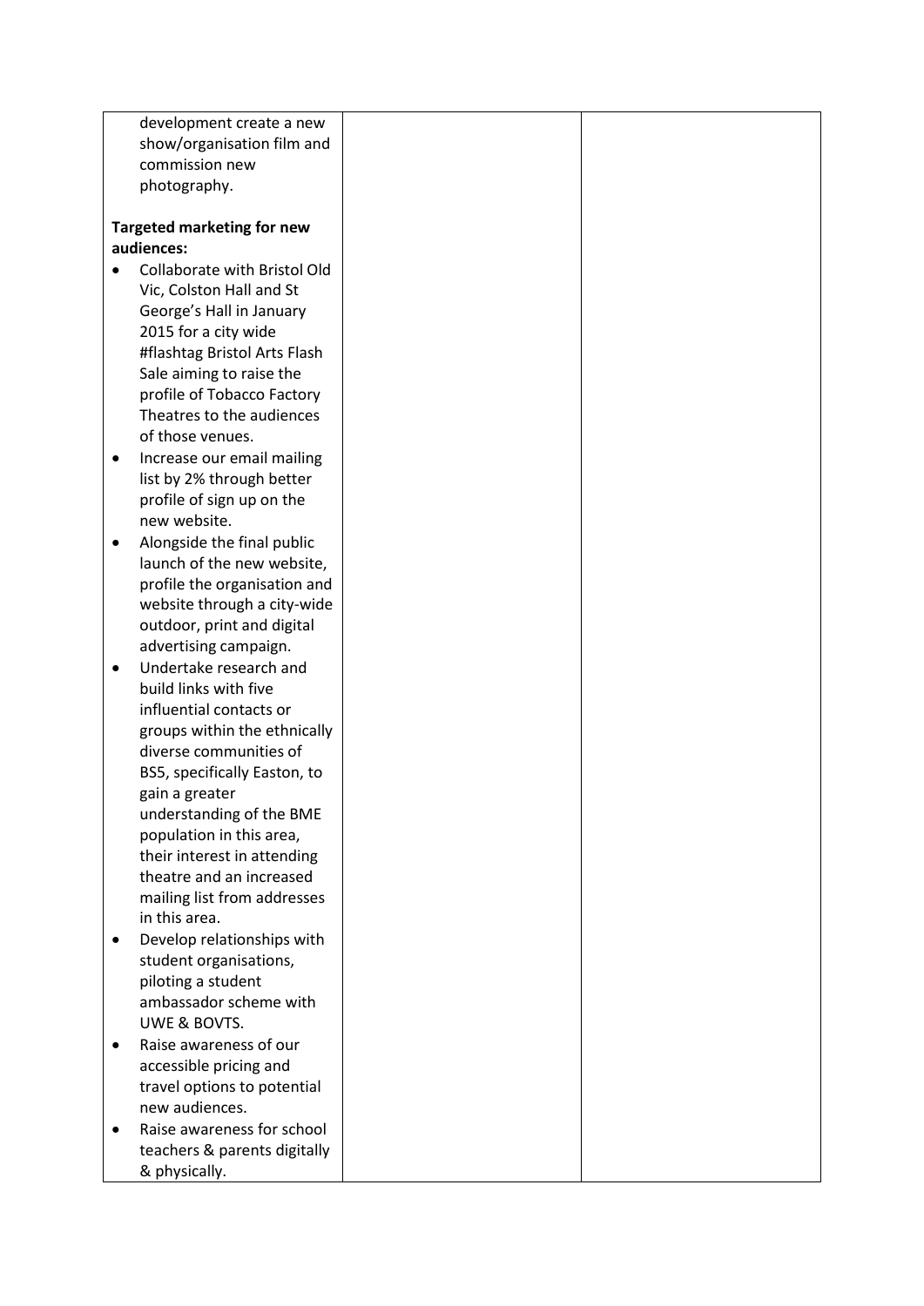| | | |
|---|---|---|
| development create a new show/organisation film and commission new photography.<br><br>**Targeted marketing for new audiences:**<br>• Collaborate with Bristol Old Vic, Colston Hall and St George's Hall in January 2015 for a city wide #flashtag Bristol Arts Flash Sale aiming to raise the profile of Tobacco Factory Theatres to the audiences of those venues.<br>• Increase our email mailing list by 2% through better profile of sign up on the new website.<br>• Alongside the final public launch of the new website, profile the organisation and website through a city-wide outdoor, print and digital advertising campaign.<br>• Undertake research and build links with five influential contacts or groups within the ethnically diverse communities of BS5, specifically Easton, to gain a greater understanding of the BME population in this area, their interest in attending theatre and an increased mailing list from addresses in this area.<br>• Develop relationships with student organisations, piloting a student ambassador scheme with UWE & BOVTS.<br>• Raise awareness of our accessible pricing and travel options to potential new audiences.<br>• Raise awareness for school teachers & parents digitally & physically. | | |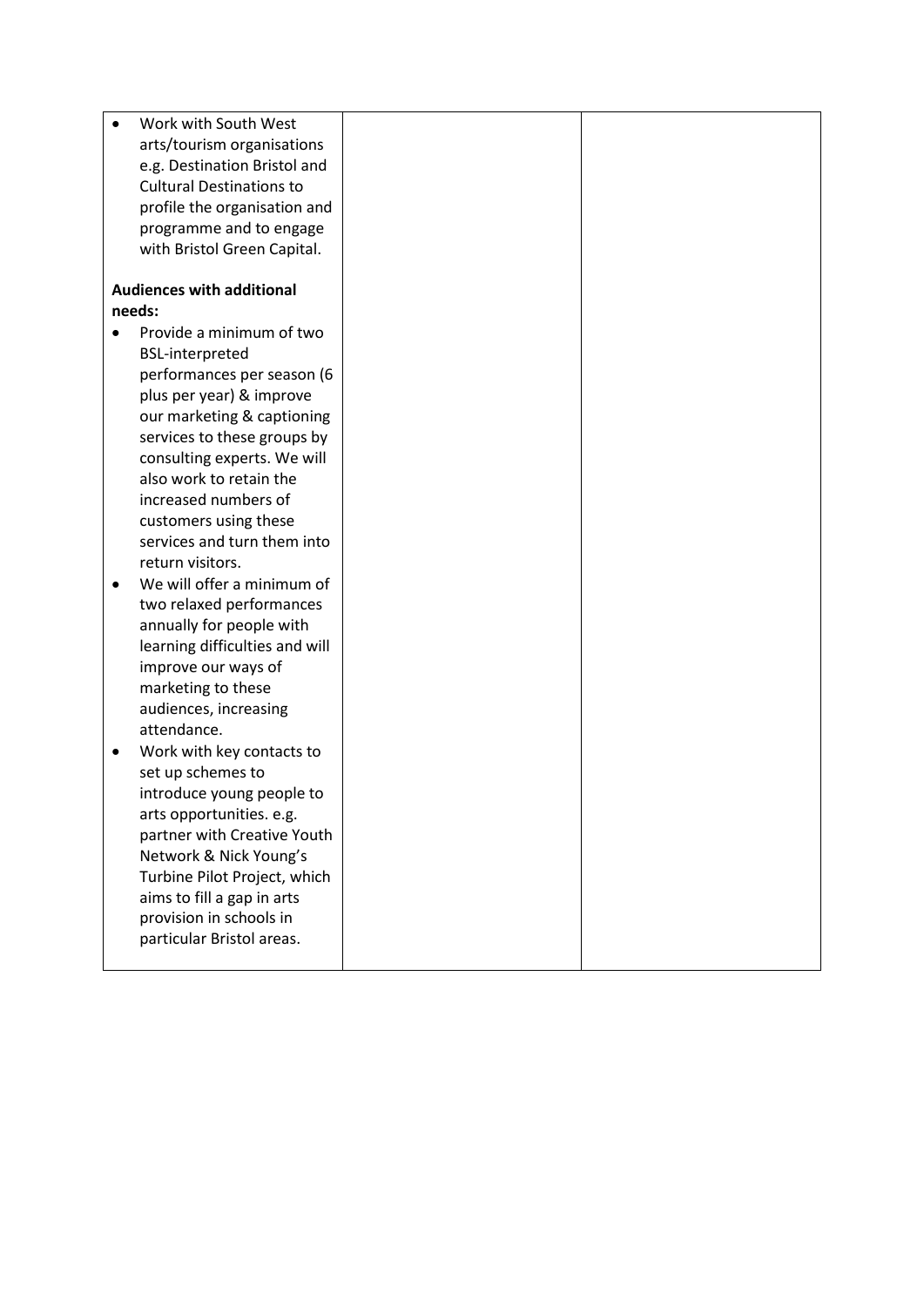| | | |
|---|---|---|
| • Work with South West arts/tourism organisations e.g. Destination Bristol and Cultural Destinations to profile the organisation and programme and to engage with Bristol Green Capital.<br><br>**Audiences with additional needs:**<br>• Provide a minimum of two BSL-interpreted performances per season (6 plus per year) & improve our marketing & captioning services to these groups by consulting experts. We will also work to retain the increased numbers of customers using these services and turn them into return visitors.<br>• We will offer a minimum of two relaxed performances annually for people with learning difficulties and will improve our ways of marketing to these audiences, increasing attendance.<br>• Work with key contacts to set up schemes to introduce young people to arts opportunities. e.g. partner with Creative Youth Network & Nick Young's Turbine Pilot Project, which aims to fill a gap in arts provision in schools in particular Bristol areas. | | |